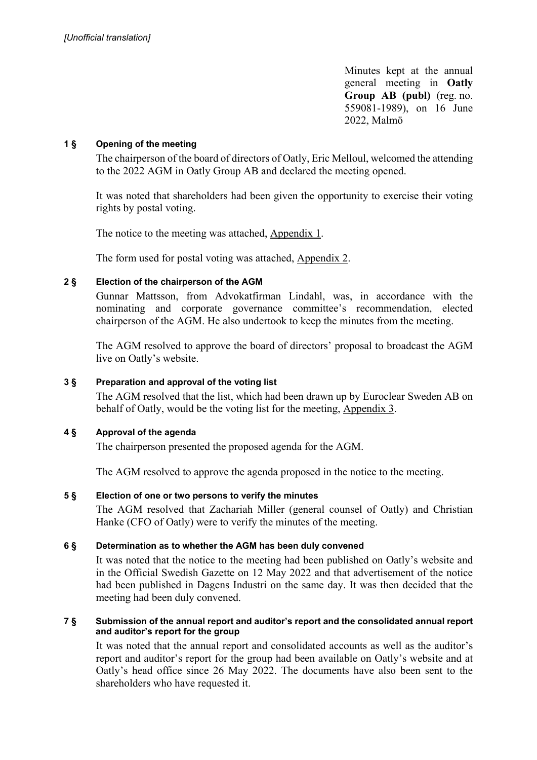*[Unofficial translation]*

Minutes kept at the annual general meeting in **Oatly Group AB (publ)** (reg. no. 559081-1989), on 16 June 2022, Malmö

## 1 § Opening of the meeting

The chairperson of the board of directors of Oatly, Eric Melloul, welcomed the attending to the 2022 AGM in Oatly Group AB and declared the meeting opened.

It was noted that shareholders had been given the opportunity to exercise their voting rights by postal voting.

The notice to the meeting was attached, Appendix 1.

The form used for postal voting was attached, Appendix 2.

## 2 § Election of the chairperson of the AGM

Gunnar Mattsson, from Advokatfirman Lindahl, was, in accordance with the nominating and corporate governance committee's recommendation, elected chairperson of the AGM. He also undertook to keep the minutes from the meeting.

The AGM resolved to approve the board of directors' proposal to broadcast the AGM live on Oatly's website.

## 3 § Preparation and approval of the voting list

The AGM resolved that the list, which had been drawn up by Euroclear Sweden AB on behalf of Oatly, would be the voting list for the meeting, Appendix 3.

## 4 § Approval of the agenda

The chairperson presented the proposed agenda for the AGM.

The AGM resolved to approve the agenda proposed in the notice to the meeting.

## 5 § Election of one or two persons to verify the minutes

The AGM resolved that Zachariah Miller (general counsel of Oatly) and Christian Hanke (CFO of Oatly) were to verify the minutes of the meeting.

## 6 § Determination as to whether the AGM has been duly convened

It was noted that the notice to the meeting had been published on Oatly's website and in the Official Swedish Gazette on 12 May 2022 and that advertisement of the notice had been published in Dagens Industri on the same day. It was then decided that the meeting had been duly convened.

## 7 § Submission of the annual report and auditor's report and the consolidated annual report and auditor's report for the group

It was noted that the annual report and consolidated accounts as well as the auditor's report and auditor's report for the group had been available on Oatly's website and at Oatly's head office since 26 May 2022. The documents have also been sent to the shareholders who have requested it.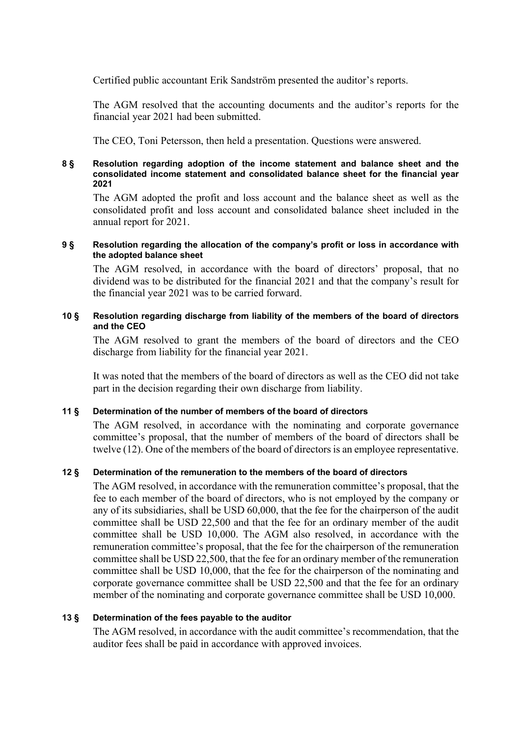Certified public accountant Erik Sandström presented the auditor's reports.

The AGM resolved that the accounting documents and the auditor's reports for the financial year 2021 had been submitted.

The CEO, Toni Petersson, then held a presentation. Questions were answered.

**8 § Resolution regarding adoption of the income statement and balance sheet and the consolidated income statement and consolidated balance sheet for the financial year 2021**

The AGM adopted the profit and loss account and the balance sheet as well as the consolidated profit and loss account and consolidated balance sheet included in the annual report for 2021.

**9 § Resolution regarding the allocation of the company's profit or loss in accordance with the adopted balance sheet**

The AGM resolved, in accordance with the board of directors' proposal, that no dividend was to be distributed for the financial 2021 and that the company's result for the financial year 2021 was to be carried forward.

**10 § Resolution regarding discharge from liability of the members of the board of directors and the CEO**

The AGM resolved to grant the members of the board of directors and the CEO discharge from liability for the financial year 2021.

It was noted that the members of the board of directors as well as the CEO did not take part in the decision regarding their own discharge from liability.

**11 § Determination of the number of members of the board of directors**

The AGM resolved, in accordance with the nominating and corporate governance committee's proposal, that the number of members of the board of directors shall be twelve (12). One of the members of the board of directors is an employee representative.

**12 § Determination of the remuneration to the members of the board of directors**

The AGM resolved, in accordance with the remuneration committee's proposal, that the fee to each member of the board of directors, who is not employed by the company or any of its subsidiaries, shall be USD 60,000, that the fee for the chairperson of the audit committee shall be USD 22,500 and that the fee for an ordinary member of the audit committee shall be USD 10,000. The AGM also resolved, in accordance with the remuneration committee's proposal, that the fee for the chairperson of the remuneration committee shall be USD 22,500, that the fee for an ordinary member of the remuneration committee shall be USD 10,000, that the fee for the chairperson of the nominating and corporate governance committee shall be USD 22,500 and that the fee for an ordinary member of the nominating and corporate governance committee shall be USD 10,000.

**13 § Determination of the fees payable to the auditor**

The AGM resolved, in accordance with the audit committee's recommendation, that the auditor fees shall be paid in accordance with approved invoices.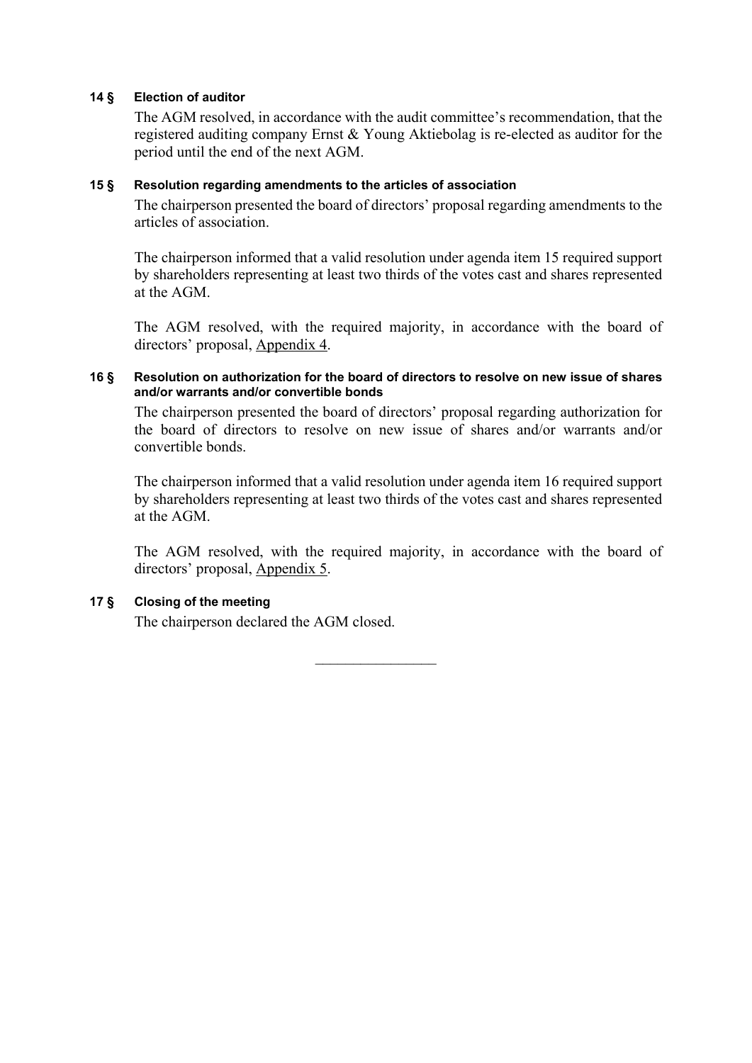**14 § Election of auditor**

The AGM resolved, in accordance with the audit committee's recommendation, that the registered auditing company Ernst & Young Aktiebolag is re-elected as auditor for the period until the end of the next AGM.

**15 § Resolution regarding amendments to the articles of association**

The chairperson presented the board of directors' proposal regarding amendments to the articles of association.

The chairperson informed that a valid resolution under agenda item 15 required support by shareholders representing at least two thirds of the votes cast and shares represented at the AGM.

The AGM resolved, with the required majority, in accordance with the board of directors' proposal, Appendix 4.

**16 § Resolution on authorization for the board of directors to resolve on new issue of shares and/or warrants and/or convertible bonds**

The chairperson presented the board of directors' proposal regarding authorization for the board of directors to resolve on new issue of shares and/or warrants and/or convertible bonds.

The chairperson informed that a valid resolution under agenda item 16 required support by shareholders representing at least two thirds of the votes cast and shares represented at the AGM.

The AGM resolved, with the required majority, in accordance with the board of directors' proposal, Appendix 5.

**17 § Closing of the meeting**

The chairperson declared the AGM closed.

\_\_\_\_\_\_\_\_\_\_\_\_\_\_\_\_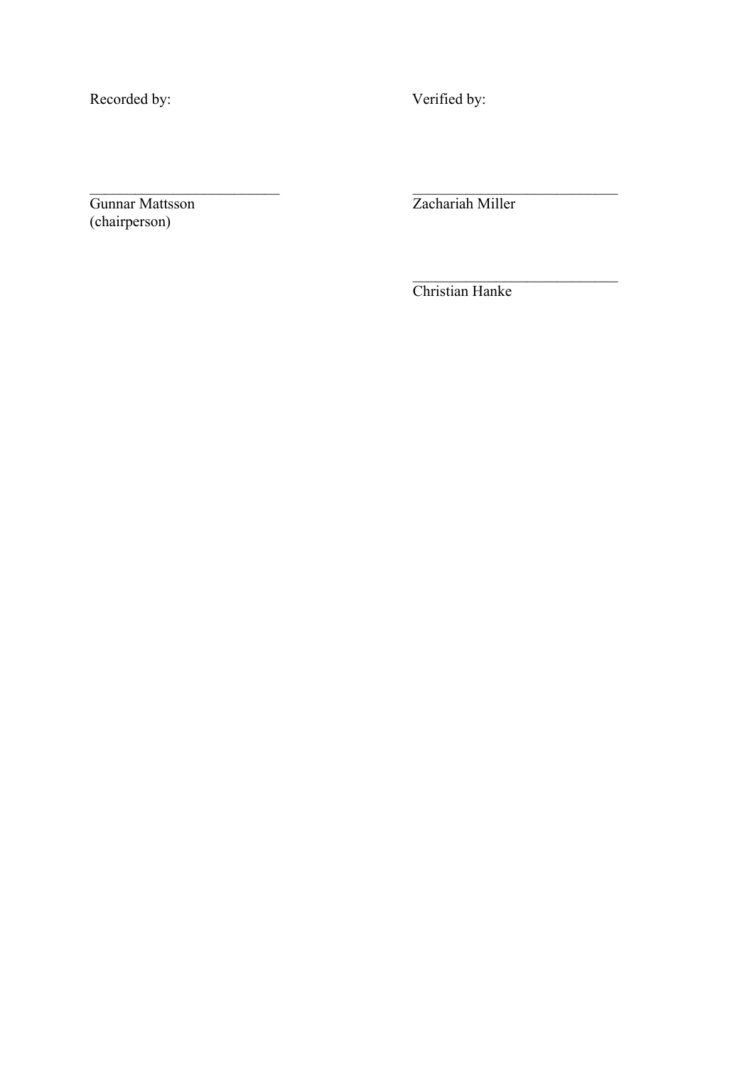Recorded by: Verified by:

\_\_\_\_\_\_\_\_\_\_\_\_\_\_\_\_\_\_\_\_\_\_\_\_\_\_
Gunnar Mattsson
(chairperson)

\_\_\_\_\_\_\_\_\_\_\_\_\_\_\_\_\_\_\_\_\_\_\_\_\_\_
Zachariah Miller

\_\_\_\_\_\_\_\_\_\_\_\_\_\_\_\_\_\_\_\_\_\_\_\_\_\_
Christian Hanke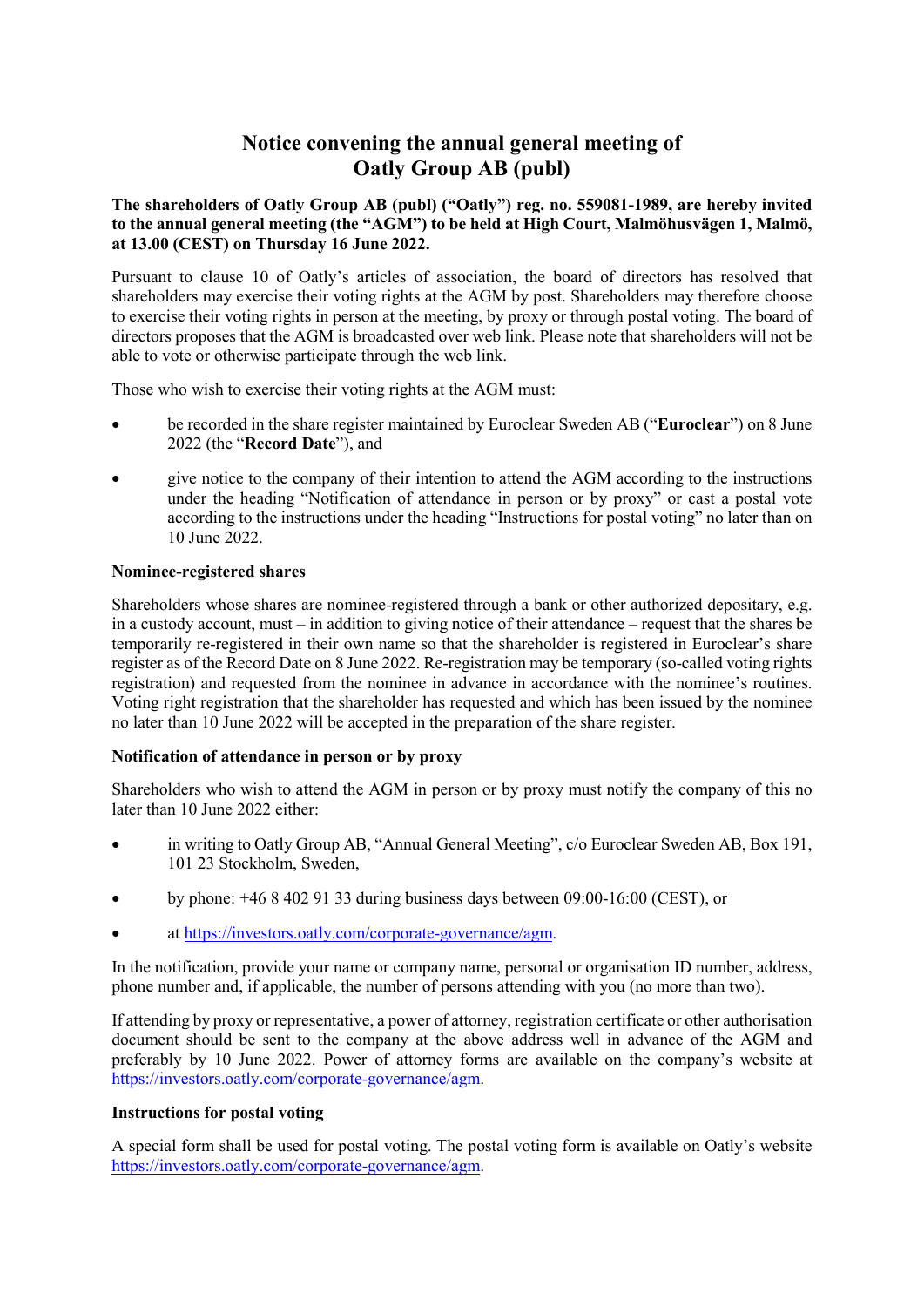# Notice convening the annual general meeting of Oatly Group AB (publ)

**The shareholders of Oatly Group AB (publ) ("Oatly") reg. no. 559081-1989, are hereby invited to the annual general meeting (the "AGM") to be held at High Court, Malmöhusvägen 1, Malmö, at 13.00 (CEST) on Thursday 16 June 2022.**

Pursuant to clause 10 of Oatly's articles of association, the board of directors has resolved that shareholders may exercise their voting rights at the AGM by post. Shareholders may therefore choose to exercise their voting rights in person at the meeting, by proxy or through postal voting. The board of directors proposes that the AGM is broadcasted over web link. Please note that shareholders will not be able to vote or otherwise participate through the web link.

Those who wish to exercise their voting rights at the AGM must:

- be recorded in the share register maintained by Euroclear Sweden AB ("**Euroclear**") on 8 June 2022 (the "**Record Date**"), and
- give notice to the company of their intention to attend the AGM according to the instructions under the heading "Notification of attendance in person or by proxy" or cast a postal vote according to the instructions under the heading "Instructions for postal voting" no later than on 10 June 2022.

**Nominee-registered shares**

Shareholders whose shares are nominee-registered through a bank or other authorized depositary, e.g. in a custody account, must – in addition to giving notice of their attendance – request that the shares be temporarily re-registered in their own name so that the shareholder is registered in Euroclear's share register as of the Record Date on 8 June 2022. Re-registration may be temporary (so-called voting rights registration) and requested from the nominee in advance in accordance with the nominee's routines. Voting right registration that the shareholder has requested and which has been issued by the nominee no later than 10 June 2022 will be accepted in the preparation of the share register.

**Notification of attendance in person or by proxy**

Shareholders who wish to attend the AGM in person or by proxy must notify the company of this no later than 10 June 2022 either:

- in writing to Oatly Group AB, "Annual General Meeting", c/o Euroclear Sweden AB, Box 191, 101 23 Stockholm, Sweden,
- by phone: +46 8 402 91 33 during business days between 09:00-16:00 (CEST), or
- at https://investors.oatly.com/corporate-governance/agm.

In the notification, provide your name or company name, personal or organisation ID number, address, phone number and, if applicable, the number of persons attending with you (no more than two).

If attending by proxy or representative, a power of attorney, registration certificate or other authorisation document should be sent to the company at the above address well in advance of the AGM and preferably by 10 June 2022. Power of attorney forms are available on the company's website at https://investors.oatly.com/corporate-governance/agm.

**Instructions for postal voting**

A special form shall be used for postal voting. The postal voting form is available on Oatly's website https://investors.oatly.com/corporate-governance/agm.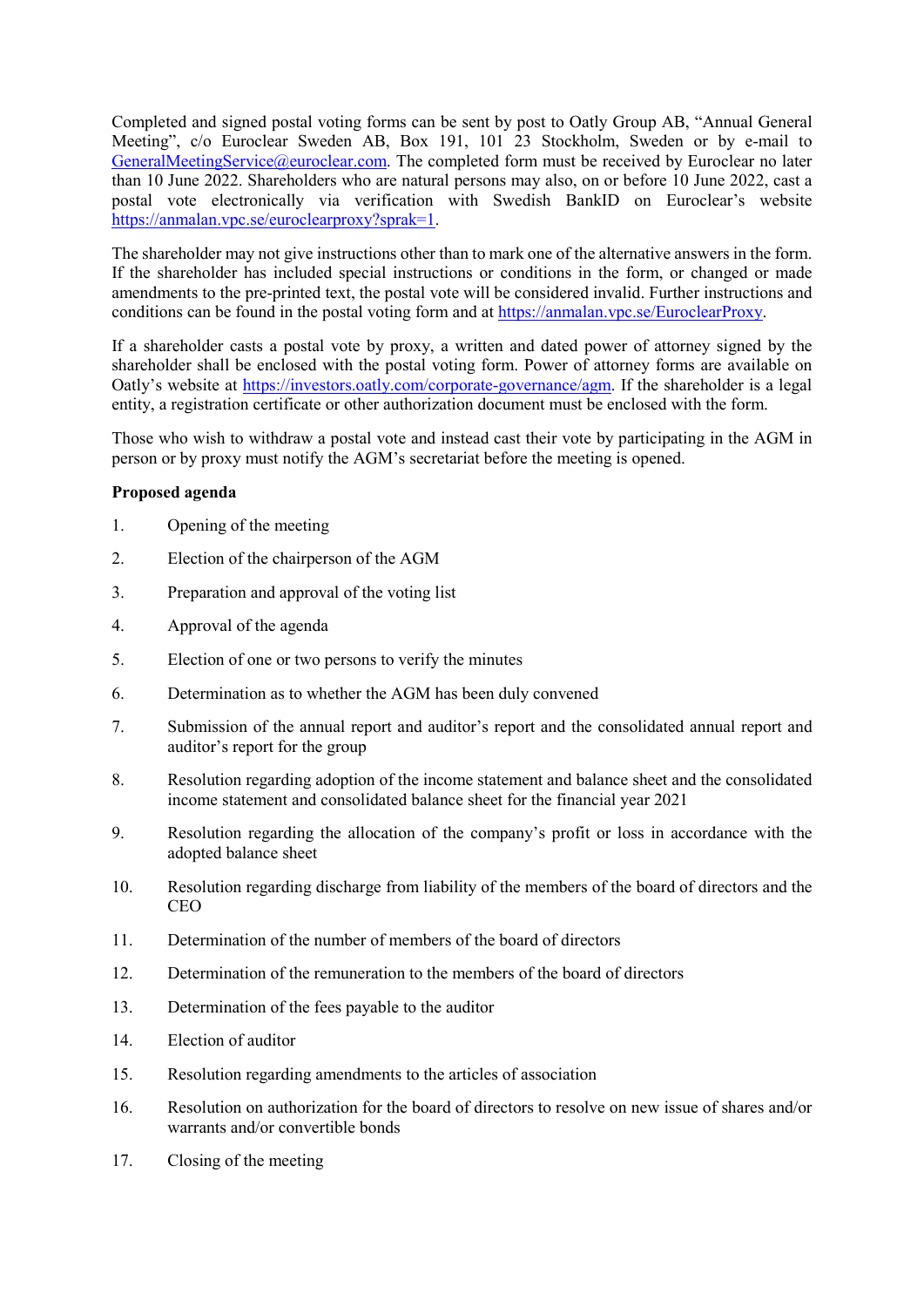Completed and signed postal voting forms can be sent by post to Oatly Group AB, "Annual General Meeting", c/o Euroclear Sweden AB, Box 191, 101 23 Stockholm, Sweden or by e-mail to GeneralMeetingService@euroclear.com. The completed form must be received by Euroclear no later than 10 June 2022. Shareholders who are natural persons may also, on or before 10 June 2022, cast a postal vote electronically via verification with Swedish BankID on Euroclear's website https://anmalan.vpc.se/euroclearproxy?sprak=1.

The shareholder may not give instructions other than to mark one of the alternative answers in the form. If the shareholder has included special instructions or conditions in the form, or changed or made amendments to the pre-printed text, the postal vote will be considered invalid. Further instructions and conditions can be found in the postal voting form and at https://anmalan.vpc.se/EuroclearProxy.

If a shareholder casts a postal vote by proxy, a written and dated power of attorney signed by the shareholder shall be enclosed with the postal voting form. Power of attorney forms are available on Oatly's website at https://investors.oatly.com/corporate-governance/agm. If the shareholder is a legal entity, a registration certificate or other authorization document must be enclosed with the form.

Those who wish to withdraw a postal vote and instead cast their vote by participating in the AGM in person or by proxy must notify the AGM's secretariat before the meeting is opened.

**Proposed agenda**

1. Opening of the meeting
2. Election of the chairperson of the AGM
3. Preparation and approval of the voting list
4. Approval of the agenda
5. Election of one or two persons to verify the minutes
6. Determination as to whether the AGM has been duly convened
7. Submission of the annual report and auditor's report and the consolidated annual report and auditor's report for the group
8. Resolution regarding adoption of the income statement and balance sheet and the consolidated income statement and consolidated balance sheet for the financial year 2021
9. Resolution regarding the allocation of the company's profit or loss in accordance with the adopted balance sheet
10. Resolution regarding discharge from liability of the members of the board of directors and the CEO
11. Determination of the number of members of the board of directors
12. Determination of the remuneration to the members of the board of directors
13. Determination of the fees payable to the auditor
14. Election of auditor
15. Resolution regarding amendments to the articles of association
16. Resolution on authorization for the board of directors to resolve on new issue of shares and/or warrants and/or convertible bonds
17. Closing of the meeting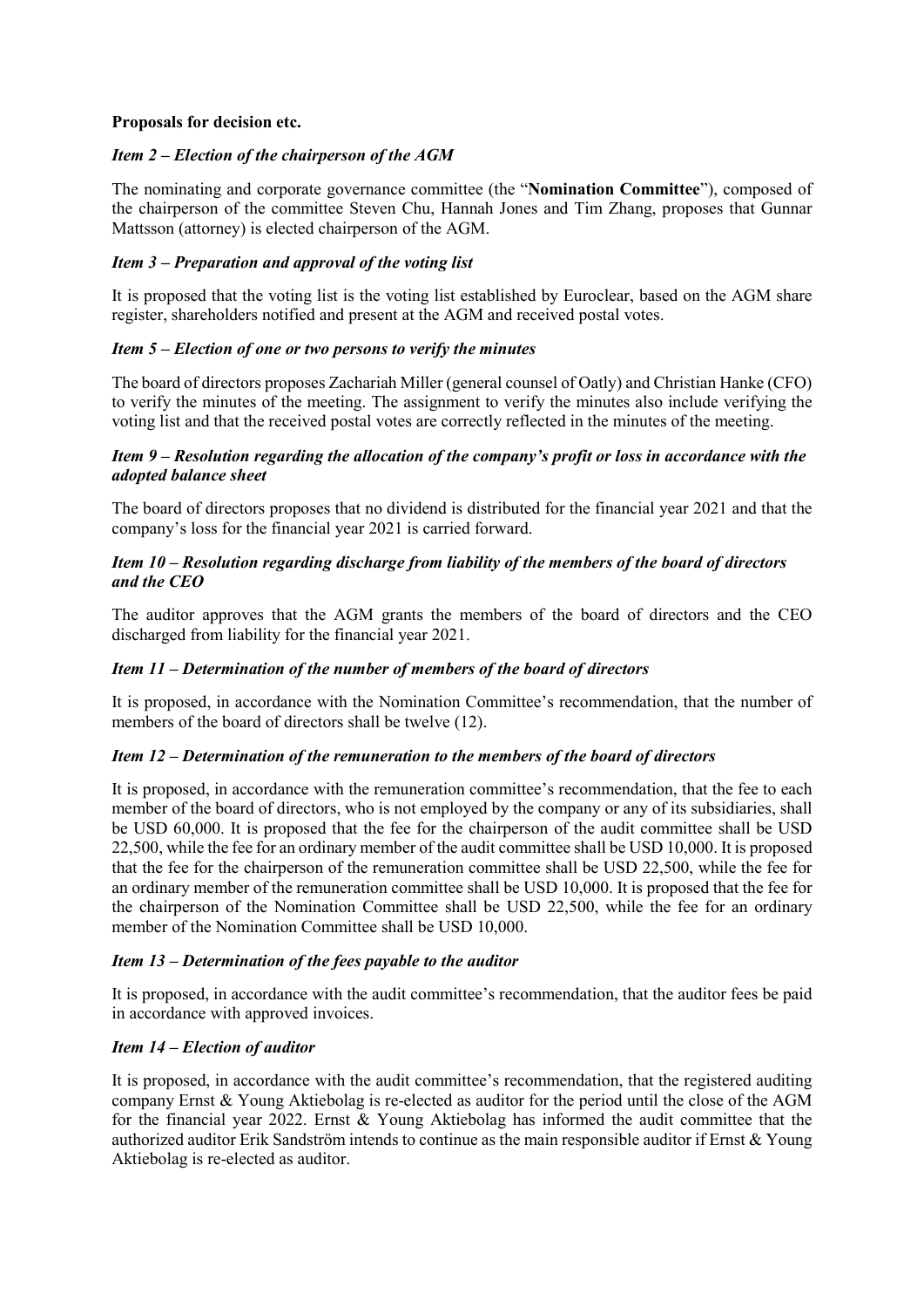**Proposals for decision etc.**

***Item 2 – Election of the chairperson of the AGM***

The nominating and corporate governance committee (the "**Nomination Committee**"), composed of the chairperson of the committee Steven Chu, Hannah Jones and Tim Zhang, proposes that Gunnar Mattsson (attorney) is elected chairperson of the AGM.

***Item 3 – Preparation and approval of the voting list***

It is proposed that the voting list is the voting list established by Euroclear, based on the AGM share register, shareholders notified and present at the AGM and received postal votes.

***Item 5 – Election of one or two persons to verify the minutes***

The board of directors proposes Zachariah Miller (general counsel of Oatly) and Christian Hanke (CFO) to verify the minutes of the meeting. The assignment to verify the minutes also include verifying the voting list and that the received postal votes are correctly reflected in the minutes of the meeting.

***Item 9 – Resolution regarding the allocation of the company's profit or loss in accordance with the adopted balance sheet***

The board of directors proposes that no dividend is distributed for the financial year 2021 and that the company's loss for the financial year 2021 is carried forward.

***Item 10 – Resolution regarding discharge from liability of the members of the board of directors and the CEO***

The auditor approves that the AGM grants the members of the board of directors and the CEO discharged from liability for the financial year 2021.

***Item 11 – Determination of the number of members of the board of directors***

It is proposed, in accordance with the Nomination Committee's recommendation, that the number of members of the board of directors shall be twelve (12).

***Item 12 – Determination of the remuneration to the members of the board of directors***

It is proposed, in accordance with the remuneration committee's recommendation, that the fee to each member of the board of directors, who is not employed by the company or any of its subsidiaries, shall be USD 60,000. It is proposed that the fee for the chairperson of the audit committee shall be USD 22,500, while the fee for an ordinary member of the audit committee shall be USD 10,000. It is proposed that the fee for the chairperson of the remuneration committee shall be USD 22,500, while the fee for an ordinary member of the remuneration committee shall be USD 10,000. It is proposed that the fee for the chairperson of the Nomination Committee shall be USD 22,500, while the fee for an ordinary member of the Nomination Committee shall be USD 10,000.

***Item 13 – Determination of the fees payable to the auditor***

It is proposed, in accordance with the audit committee's recommendation, that the auditor fees be paid in accordance with approved invoices.

***Item 14 – Election of auditor***

It is proposed, in accordance with the audit committee's recommendation, that the registered auditing company Ernst & Young Aktiebolag is re-elected as auditor for the period until the close of the AGM for the financial year 2022. Ernst & Young Aktiebolag has informed the audit committee that the authorized auditor Erik Sandström intends to continue as the main responsible auditor if Ernst & Young Aktiebolag is re-elected as auditor.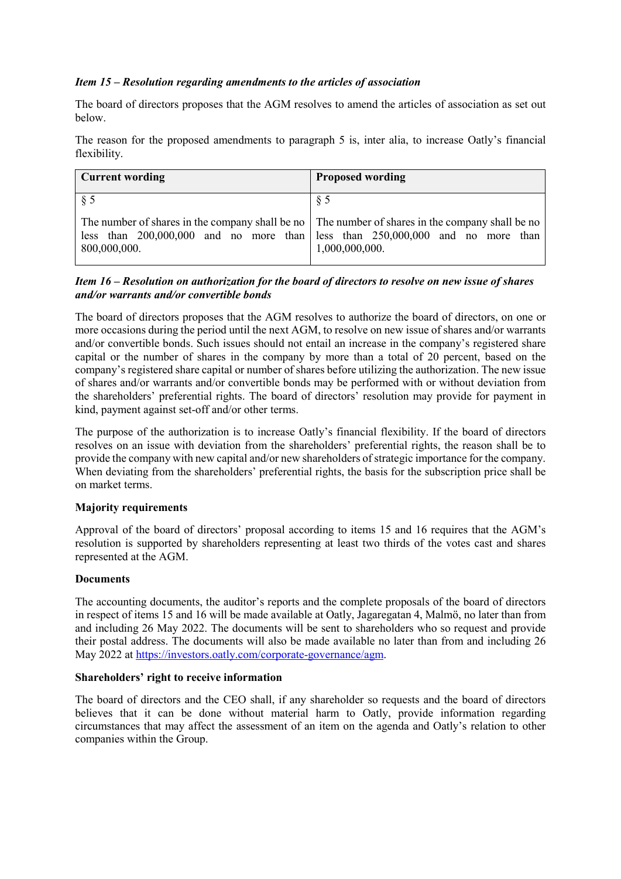***Item 15 – Resolution regarding amendments to the articles of association***

The board of directors proposes that the AGM resolves to amend the articles of association as set out below.

The reason for the proposed amendments to paragraph 5 is, inter alia, to increase Oatly's financial flexibility.

| **Current wording** | **Proposed wording** |
|---|---|
| § 5<br><br>The number of shares in the company shall be no less than 200,000,000 and no more than 800,000,000. | § 5<br><br>The number of shares in the company shall be no less than 250,000,000 and no more than 1,000,000,000. |

***Item 16 – Resolution on authorization for the board of directors to resolve on new issue of shares and/or warrants and/or convertible bonds***

The board of directors proposes that the AGM resolves to authorize the board of directors, on one or more occasions during the period until the next AGM, to resolve on new issue of shares and/or warrants and/or convertible bonds. Such issues should not entail an increase in the company's registered share capital or the number of shares in the company by more than a total of 20 percent, based on the company's registered share capital or number of shares before utilizing the authorization. The new issue of shares and/or warrants and/or convertible bonds may be performed with or without deviation from the shareholders' preferential rights. The board of directors' resolution may provide for payment in kind, payment against set-off and/or other terms.

The purpose of the authorization is to increase Oatly's financial flexibility. If the board of directors resolves on an issue with deviation from the shareholders' preferential rights, the reason shall be to provide the company with new capital and/or new shareholders of strategic importance for the company. When deviating from the shareholders' preferential rights, the basis for the subscription price shall be on market terms.

**Majority requirements**

Approval of the board of directors' proposal according to items 15 and 16 requires that the AGM's resolution is supported by shareholders representing at least two thirds of the votes cast and shares represented at the AGM.

**Documents**

The accounting documents, the auditor's reports and the complete proposals of the board of directors in respect of items 15 and 16 will be made available at Oatly, Jagaregatan 4, Malmö, no later than from and including 26 May 2022. The documents will be sent to shareholders who so request and provide their postal address. The documents will also be made available no later than from and including 26 May 2022 at https://investors.oatly.com/corporate-governance/agm.

**Shareholders' right to receive information**

The board of directors and the CEO shall, if any shareholder so requests and the board of directors believes that it can be done without material harm to Oatly, provide information regarding circumstances that may affect the assessment of an item on the agenda and Oatly's relation to other companies within the Group.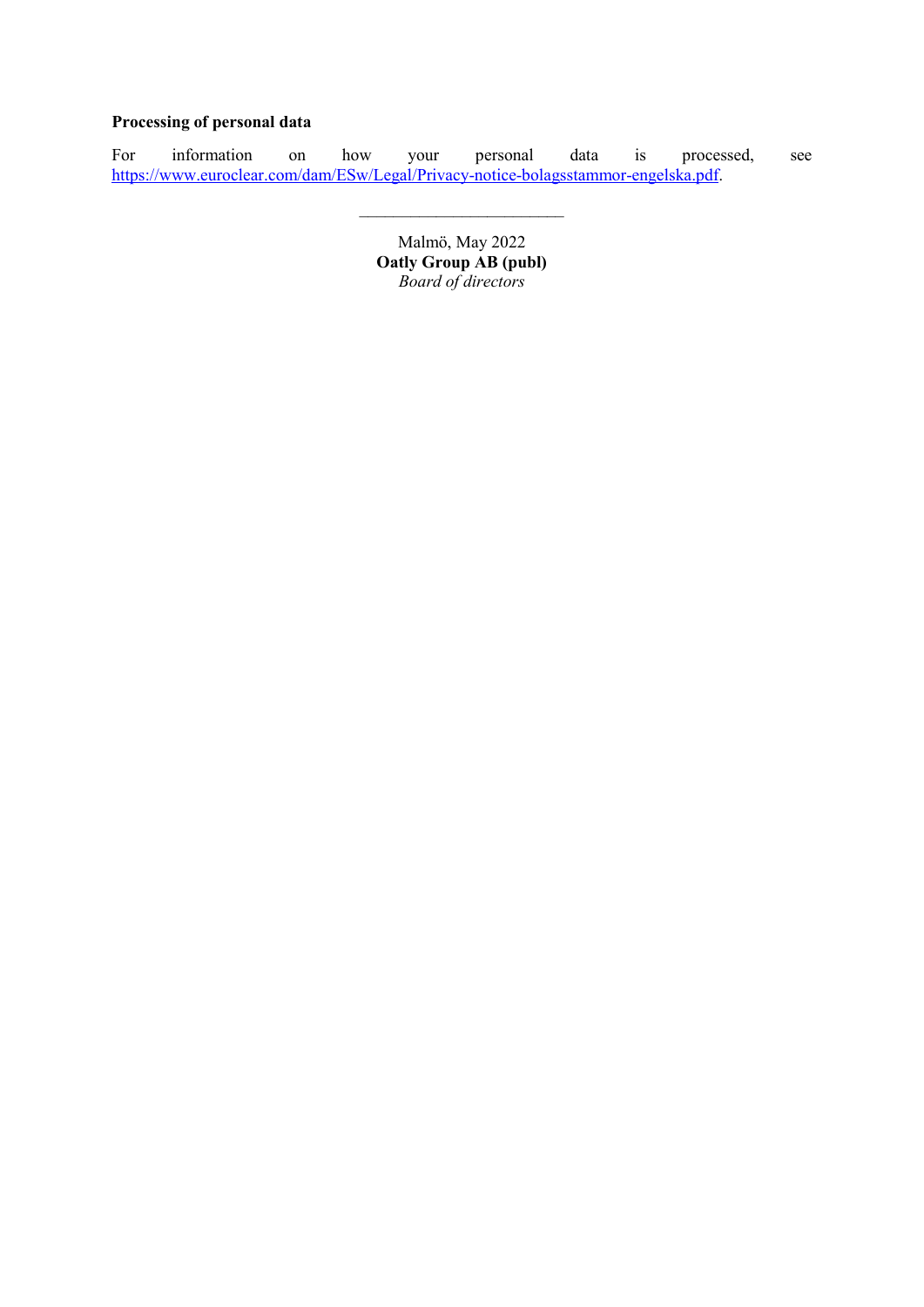**Processing of personal data**

For information on how your personal data is processed, see https://www.euroclear.com/dam/ESw/Legal/Privacy-notice-bolagsstammor-engelska.pdf.

______________________

Malmö, May 2022

**Oatly Group AB (publ)**

*Board of directors*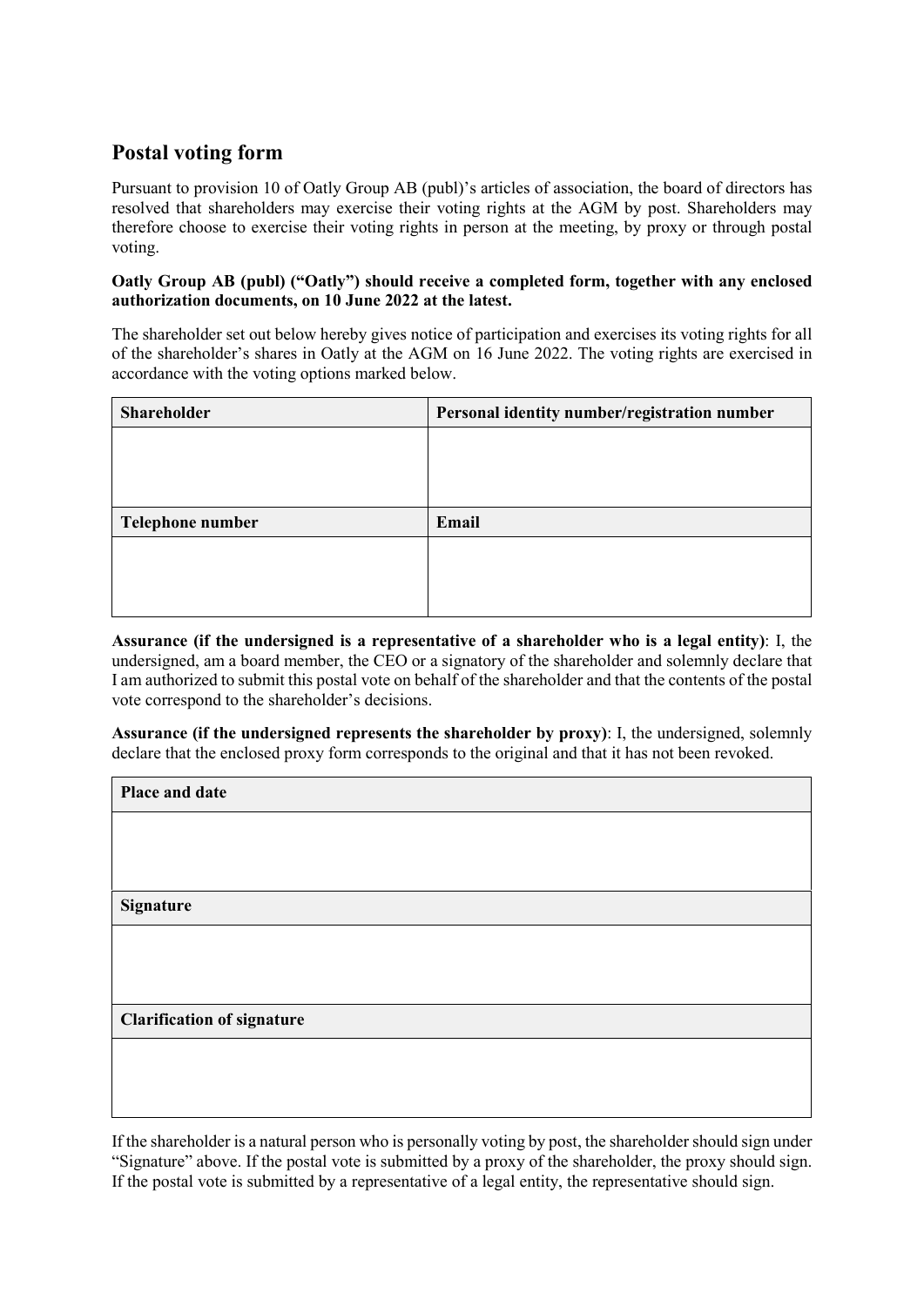## Postal voting form

Pursuant to provision 10 of Oatly Group AB (publ)'s articles of association, the board of directors has resolved that shareholders may exercise their voting rights at the AGM by post. Shareholders may therefore choose to exercise their voting rights in person at the meeting, by proxy or through postal voting.

**Oatly Group AB (publ) ("Oatly") should receive a completed form, together with any enclosed authorization documents, on 10 June 2022 at the latest.**

The shareholder set out below hereby gives notice of participation and exercises its voting rights for all of the shareholder's shares in Oatly at the AGM on 16 June 2022. The voting rights are exercised in accordance with the voting options marked below.

| Shareholder | Personal identity number/registration number |
| --- | --- |
| | |
| **Telephone number** | **Email** |
| | |

**Assurance (if the undersigned is a representative of a shareholder who is a legal entity)**: I, the undersigned, am a board member, the CEO or a signatory of the shareholder and solemnly declare that I am authorized to submit this postal vote on behalf of the shareholder and that the contents of the postal vote correspond to the shareholder's decisions.

**Assurance (if the undersigned represents the shareholder by proxy)**: I, the undersigned, solemnly declare that the enclosed proxy form corresponds to the original and that it has not been revoked.

| Place and date |
| --- |
| |
| **Signature** |
| |
| **Clarification of signature** |
| |

If the shareholder is a natural person who is personally voting by post, the shareholder should sign under "Signature" above. If the postal vote is submitted by a proxy of the shareholder, the proxy should sign. If the postal vote is submitted by a representative of a legal entity, the representative should sign.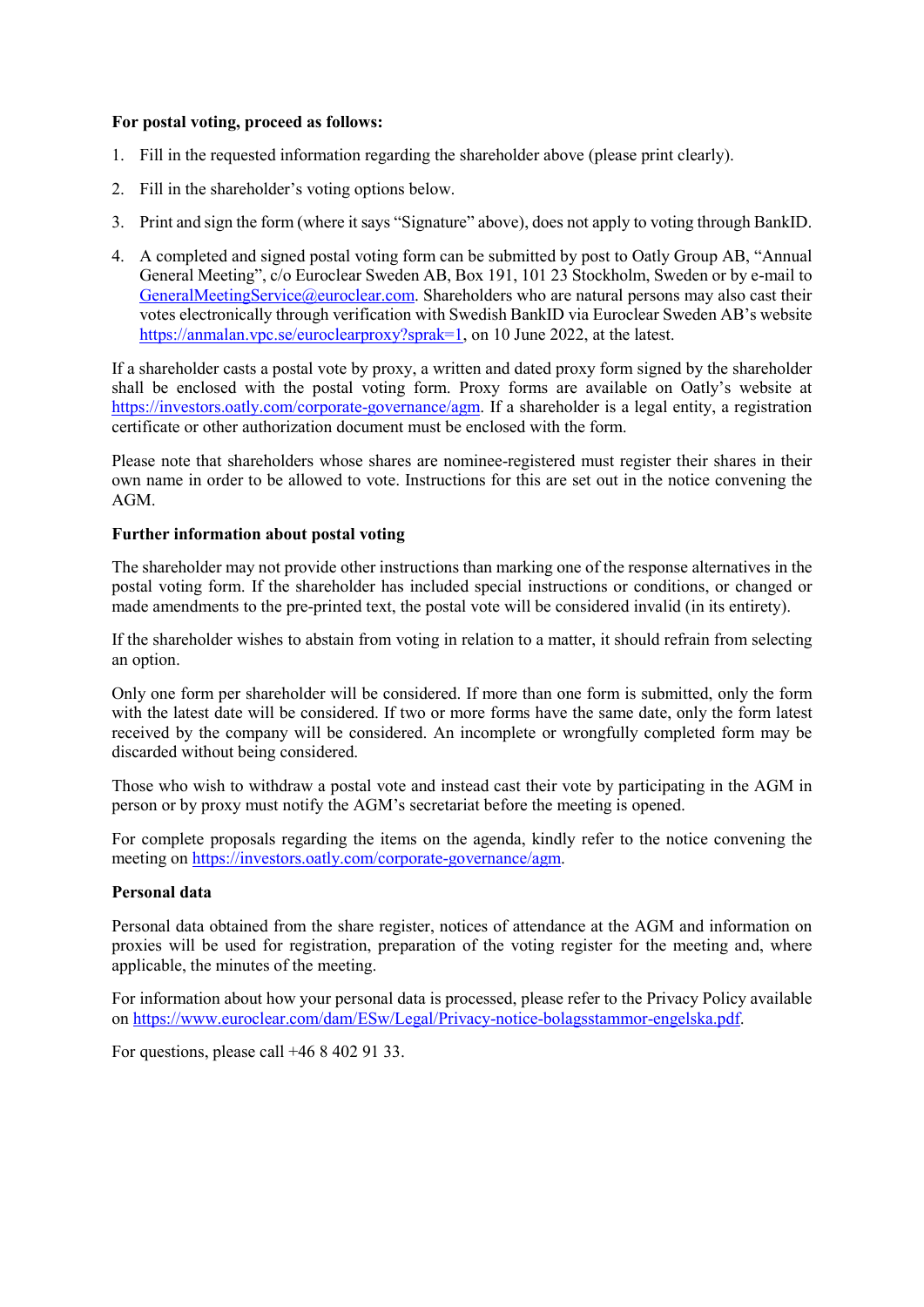**For postal voting, proceed as follows:**

1. Fill in the requested information regarding the shareholder above (please print clearly).
2. Fill in the shareholder's voting options below.
3. Print and sign the form (where it says "Signature" above), does not apply to voting through BankID.
4. A completed and signed postal voting form can be submitted by post to Oatly Group AB, "Annual General Meeting", c/o Euroclear Sweden AB, Box 191, 101 23 Stockholm, Sweden or by e-mail to GeneralMeetingService@euroclear.com. Shareholders who are natural persons may also cast their votes electronically through verification with Swedish BankID via Euroclear Sweden AB's website https://anmalan.vpc.se/euroclearproxy?sprak=1, on 10 June 2022, at the latest.

If a shareholder casts a postal vote by proxy, a written and dated proxy form signed by the shareholder shall be enclosed with the postal voting form. Proxy forms are available on Oatly's website at https://investors.oatly.com/corporate-governance/agm. If a shareholder is a legal entity, a registration certificate or other authorization document must be enclosed with the form.

Please note that shareholders whose shares are nominee-registered must register their shares in their own name in order to be allowed to vote. Instructions for this are set out in the notice convening the AGM.

**Further information about postal voting**

The shareholder may not provide other instructions than marking one of the response alternatives in the postal voting form. If the shareholder has included special instructions or conditions, or changed or made amendments to the pre-printed text, the postal vote will be considered invalid (in its entirety).

If the shareholder wishes to abstain from voting in relation to a matter, it should refrain from selecting an option.

Only one form per shareholder will be considered. If more than one form is submitted, only the form with the latest date will be considered. If two or more forms have the same date, only the form latest received by the company will be considered. An incomplete or wrongfully completed form may be discarded without being considered.

Those who wish to withdraw a postal vote and instead cast their vote by participating in the AGM in person or by proxy must notify the AGM's secretariat before the meeting is opened.

For complete proposals regarding the items on the agenda, kindly refer to the notice convening the meeting on https://investors.oatly.com/corporate-governance/agm.

**Personal data**

Personal data obtained from the share register, notices of attendance at the AGM and information on proxies will be used for registration, preparation of the voting register for the meeting and, where applicable, the minutes of the meeting.

For information about how your personal data is processed, please refer to the Privacy Policy available on https://www.euroclear.com/dam/ESw/Legal/Privacy-notice-bolagsstammor-engelska.pdf.

For questions, please call +46 8 402 91 33.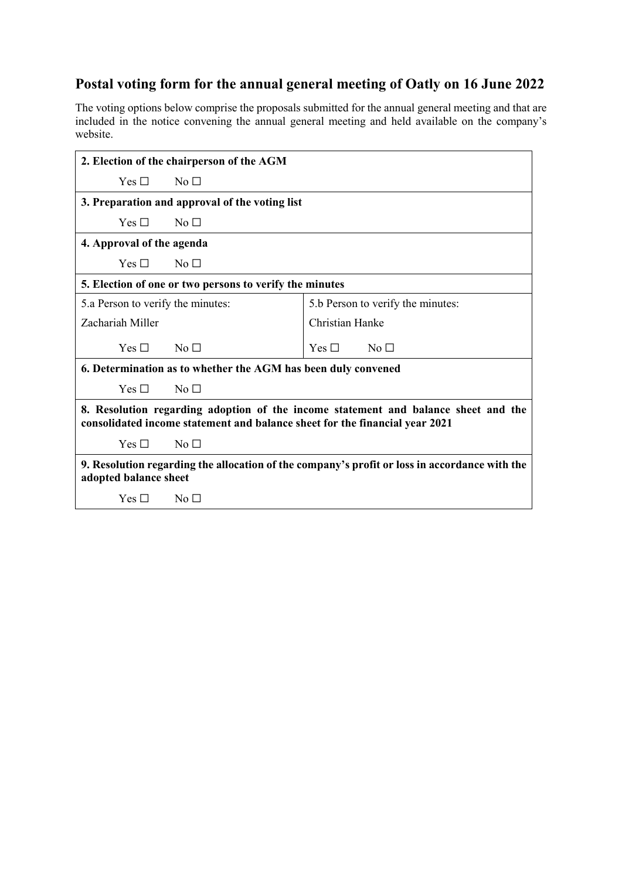## Postal voting form for the annual general meeting of Oatly on 16 June 2022

The voting options below comprise the proposals submitted for the annual general meeting and that are included in the notice convening the annual general meeting and held available on the company's website.

| **2. Election of the chairperson of the AGM** | |
|---|---|
| Yes ☐ No ☐ | |
| **3. Preparation and approval of the voting list** | |
| Yes ☐ No ☐ | |
| **4. Approval of the agenda** | |
| Yes ☐ No ☐ | |
| **5. Election of one or two persons to verify the minutes** | |
| 5.a Person to verify the minutes: Zachariah Miller | 5.b Person to verify the minutes: Christian Hanke |
| Yes ☐ No ☐ | Yes ☐ No ☐ |
| **6. Determination as to whether the AGM has been duly convened** | |
| Yes ☐ No ☐ | |
| **8. Resolution regarding adoption of the income statement and balance sheet and the consolidated income statement and balance sheet for the financial year 2021** | |
| Yes ☐ No ☐ | |
| **9. Resolution regarding the allocation of the company's profit or loss in accordance with the adopted balance sheet** | |
| Yes ☐ No ☐ | |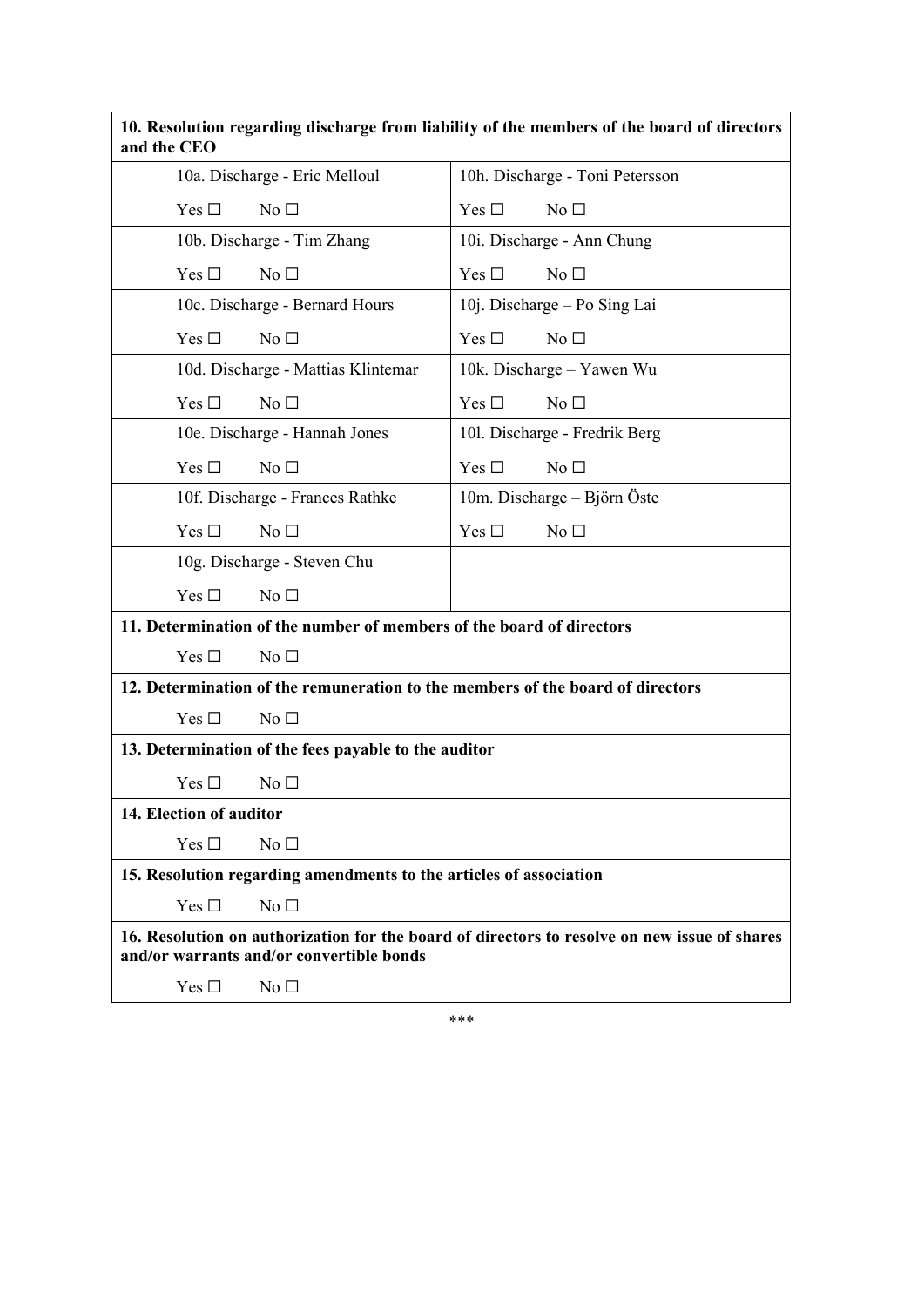| **10. Resolution regarding discharge from liability of the members of the board of directors and the CEO** | |
|---|---|
| 10a. Discharge - Eric Melloul<br>Yes ☐ No ☐ | 10h. Discharge - Toni Petersson<br>Yes ☐ No ☐ |
| 10b. Discharge - Tim Zhang<br>Yes ☐ No ☐ | 10i. Discharge - Ann Chung<br>Yes ☐ No ☐ |
| 10c. Discharge - Bernard Hours<br>Yes ☐ No ☐ | 10j. Discharge – Po Sing Lai<br>Yes ☐ No ☐ |
| 10d. Discharge - Mattias Klintemar<br>Yes ☐ No ☐ | 10k. Discharge – Yawen Wu<br>Yes ☐ No ☐ |
| 10e. Discharge - Hannah Jones<br>Yes ☐ No ☐ | 10l. Discharge - Fredrik Berg<br>Yes ☐ No ☐ |
| 10f. Discharge - Frances Rathke<br>Yes ☐ No ☐ | 10m. Discharge – Björn Öste<br>Yes ☐ No ☐ |
| 10g. Discharge - Steven Chu<br>Yes ☐ No ☐ | |

**11. Determination of the number of members of the board of directors**

Yes ☐ No ☐

**12. Determination of the remuneration to the members of the board of directors**

Yes ☐ No ☐

**13. Determination of the fees payable to the auditor**

Yes ☐ No ☐

**14. Election of auditor**

Yes ☐ No ☐

**15. Resolution regarding amendments to the articles of association**

Yes ☐ No ☐

**16. Resolution on authorization for the board of directors to resolve on new issue of shares and/or warrants and/or convertible bonds**

Yes ☐ No ☐

***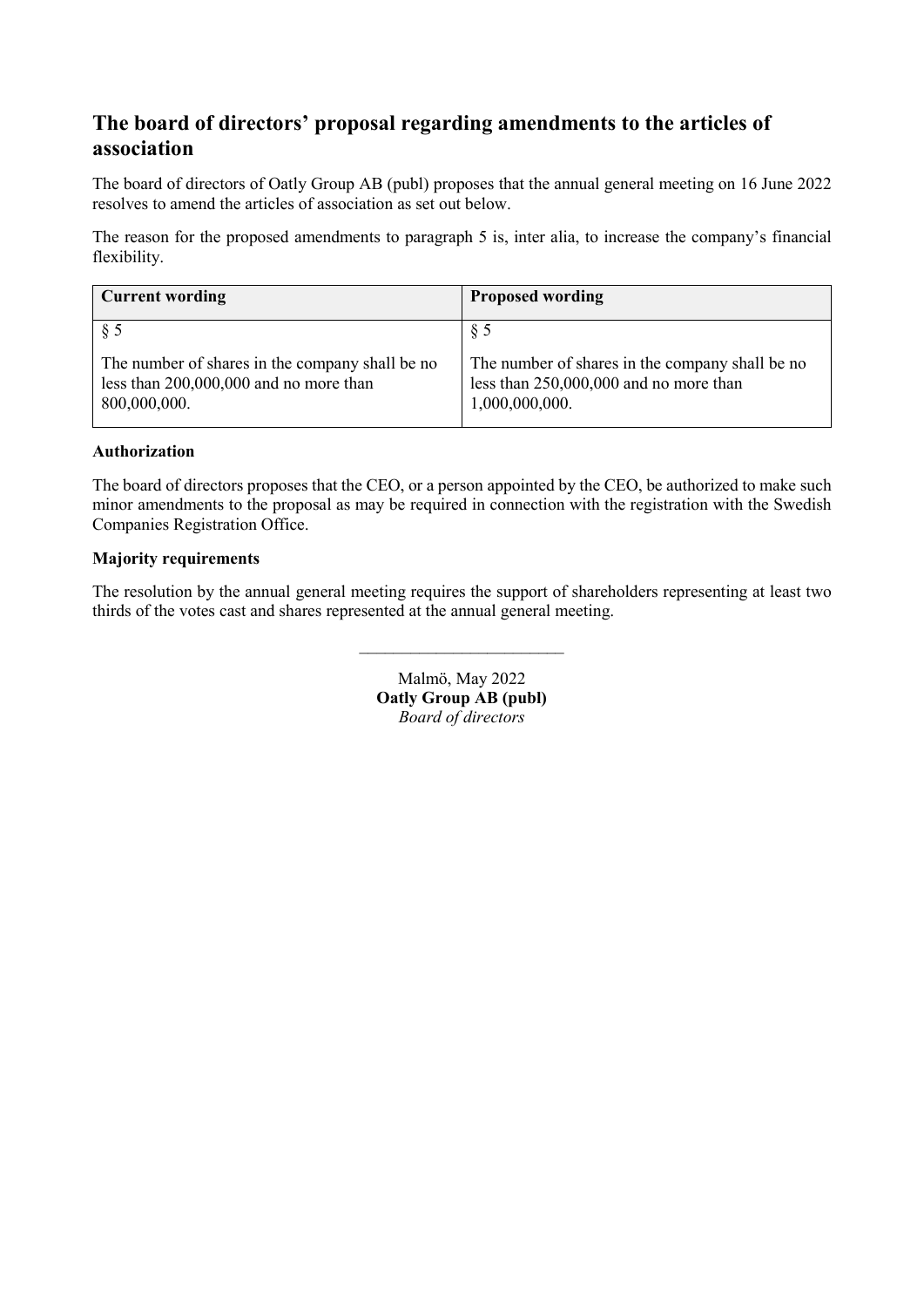## The board of directors' proposal regarding amendments to the articles of association

The board of directors of Oatly Group AB (publ) proposes that the annual general meeting on 16 June 2022 resolves to amend the articles of association as set out below.

The reason for the proposed amendments to paragraph 5 is, inter alia, to increase the company's financial flexibility.

| Current wording | Proposed wording |
|---|---|
| § 5<br><br>The number of shares in the company shall be no less than 200,000,000 and no more than 800,000,000. | § 5<br><br>The number of shares in the company shall be no less than 250,000,000 and no more than 1,000,000,000. |

**Authorization**

The board of directors proposes that the CEO, or a person appointed by the CEO, be authorized to make such minor amendments to the proposal as may be required in connection with the registration with the Swedish Companies Registration Office.

**Majority requirements**

The resolution by the annual general meeting requires the support of shareholders representing at least two thirds of the votes cast and shares represented at the annual general meeting.

---

Malmö, May 2022
**Oatly Group AB (publ)**
*Board of directors*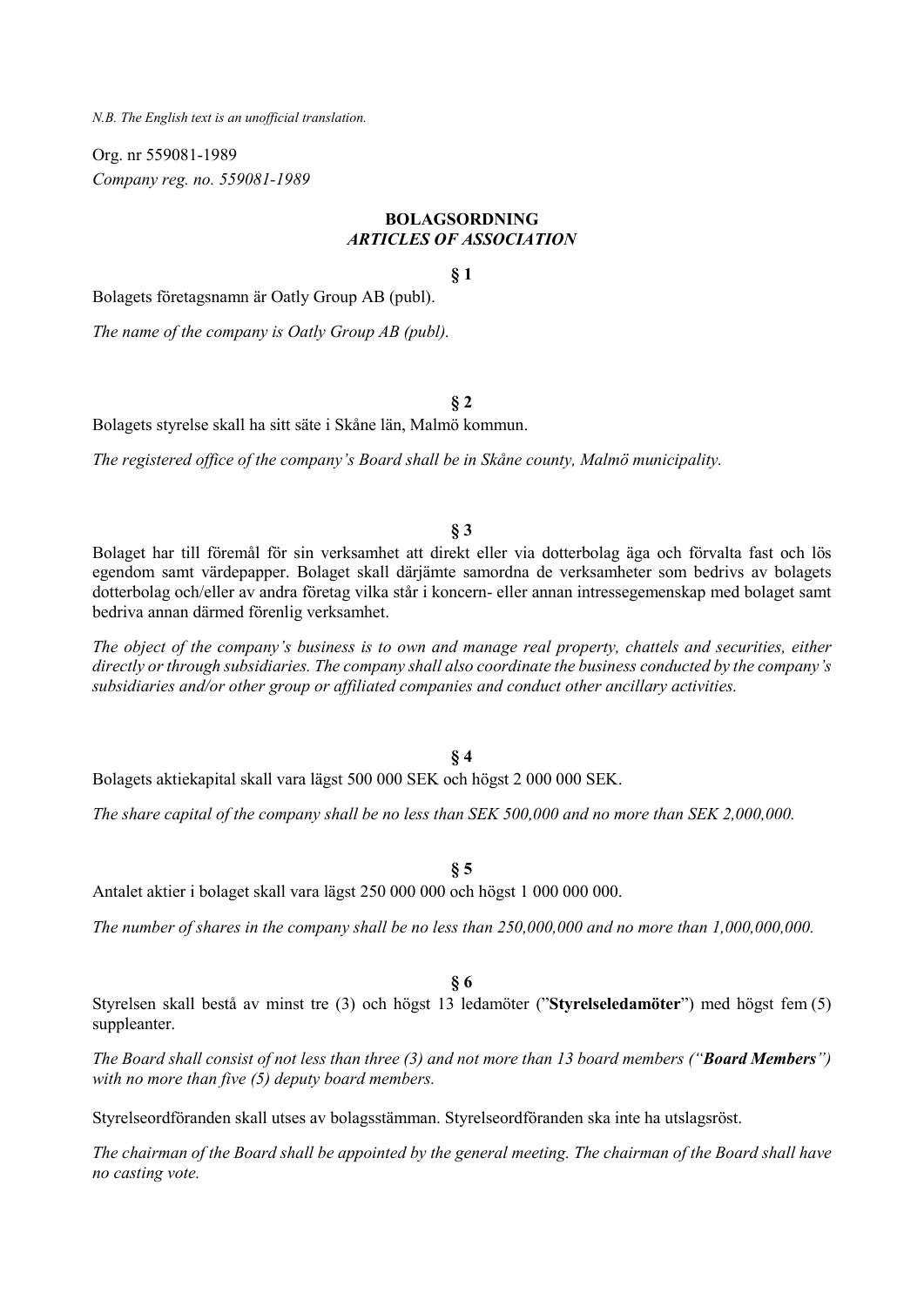*N.B. The English text is an unofficial translation.*

Org. nr 559081-1989

*Company reg. no. 559081-1989*

## BOLAGSORDNING
## *ARTICLES OF ASSOCIATION*

### § 1

Bolagets företagsnamn är Oatly Group AB (publ).

*The name of the company is Oatly Group AB (publ).*

### § 2

Bolagets styrelse skall ha sitt säte i Skåne län, Malmö kommun.

*The registered office of the company's Board shall be in Skåne county, Malmö municipality.*

### § 3

Bolaget har till föremål för sin verksamhet att direkt eller via dotterbolag äga och förvalta fast och lös egendom samt värdepapper. Bolaget skall därjämte samordna de verksamheter som bedrivs av bolagets dotterbolag och/eller av andra företag vilka står i koncern- eller annan intressegemenskap med bolaget samt bedriva annan därmed förenlig verksamhet.

*The object of the company's business is to own and manage real property, chattels and securities, either directly or through subsidiaries. The company shall also coordinate the business conducted by the company's subsidiaries and/or other group or affiliated companies and conduct other ancillary activities.*

### § 4

Bolagets aktiekapital skall vara lägst 500 000 SEK och högst 2 000 000 SEK.

*The share capital of the company shall be no less than SEK 500,000 and no more than SEK 2,000,000.*

### § 5

Antalet aktier i bolaget skall vara lägst 250 000 000 och högst 1 000 000 000.

*The number of shares in the company shall be no less than 250,000,000 and no more than 1,000,000,000.*

### § 6

Styrelsen skall bestå av minst tre (3) och högst 13 ledamöter ("**Styrelseledamöter**") med högst fem (5) suppleanter.

*The Board shall consist of not less than three (3) and not more than 13 board members ("**Board Members**") with no more than five (5) deputy board members.*

Styrelseordföranden skall utses av bolagsstämman. Styrelseordföranden ska inte ha utslagsröst.

*The chairman of the Board shall be appointed by the general meeting. The chairman of the Board shall have no casting vote.*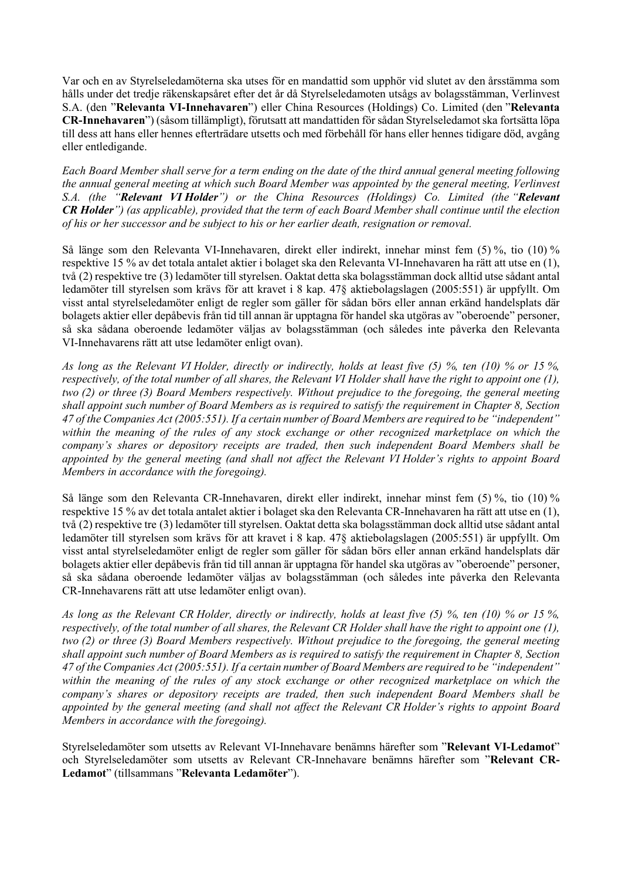Var och en av Styrelseledamöterna ska utses för en mandattid som upphör vid slutet av den årsstämma som hålls under det tredje räkenskapsåret efter det år då Styrelseledamoten utsågs av bolagsstämman, Verlinvest S.A. (den "**Relevanta VI-Innehavaren**") eller China Resources (Holdings) Co. Limited (den "**Relevanta CR-Innehavaren**") (såsom tillämpligt), förutsatt att mandattiden för sådan Styrelseledamot ska fortsätta löpa till dess att hans eller hennes efterträdare utsetts och med förbehåll för hans eller hennes tidigare död, avgång eller entledigande.

*Each Board Member shall serve for a term ending on the date of the third annual general meeting following the annual general meeting at which such Board Member was appointed by the general meeting, Verlinvest S.A. (the "**Relevant VI Holder**") or the China Resources (Holdings) Co. Limited (the "**Relevant CR Holder**") (as applicable), provided that the term of each Board Member shall continue until the election of his or her successor and be subject to his or her earlier death, resignation or removal.*

Så länge som den Relevanta VI-Innehavaren, direkt eller indirekt, innehar minst fem (5) %, tio (10) % respektive 15 % av det totala antalet aktier i bolaget ska den Relevanta VI-Innehavaren ha rätt att utse en (1), två (2) respektive tre (3) ledamöter till styrelsen. Oaktat detta ska bolagsstämman dock alltid utse sådant antal ledamöter till styrelsen som krävs för att kravet i 8 kap. 47§ aktiebolagslagen (2005:551) är uppfyllt. Om visst antal styrelseledamöter enligt de regler som gäller för sådan börs eller annan erkänd handelsplats där bolagets aktier eller depåbevis från tid till annan är upptagna för handel ska utgöras av "oberoende" personer, så ska sådana oberoende ledamöter väljas av bolagsstämman (och således inte påverka den Relevanta VI-Innehavarens rätt att utse ledamöter enligt ovan).

*As long as the Relevant VI Holder, directly or indirectly, holds at least five (5) %, ten (10) % or 15 %, respectively, of the total number of all shares, the Relevant VI Holder shall have the right to appoint one (1), two (2) or three (3) Board Members respectively. Without prejudice to the foregoing, the general meeting shall appoint such number of Board Members as is required to satisfy the requirement in Chapter 8, Section 47 of the Companies Act (2005:551). If a certain number of Board Members are required to be "independent" within the meaning of the rules of any stock exchange or other recognized marketplace on which the company's shares or depository receipts are traded, then such independent Board Members shall be appointed by the general meeting (and shall not affect the Relevant VI Holder's rights to appoint Board Members in accordance with the foregoing).*

Så länge som den Relevanta CR-Innehavaren, direkt eller indirekt, innehar minst fem (5) %, tio (10) % respektive 15 % av det totala antalet aktier i bolaget ska den Relevanta CR-Innehavaren ha rätt att utse en (1), två (2) respektive tre (3) ledamöter till styrelsen. Oaktat detta ska bolagsstämman dock alltid utse sådant antal ledamöter till styrelsen som krävs för att kravet i 8 kap. 47§ aktiebolagslagen (2005:551) är uppfyllt. Om visst antal styrelseledamöter enligt de regler som gäller för sådan börs eller annan erkänd handelsplats där bolagets aktier eller depåbevis från tid till annan är upptagna för handel ska utgöras av "oberoende" personer, så ska sådana oberoende ledamöter väljas av bolagsstämman (och således inte påverka den Relevanta CR-Innehavarens rätt att utse ledamöter enligt ovan).

*As long as the Relevant CR Holder, directly or indirectly, holds at least five (5) %, ten (10) % or 15 %, respectively, of the total number of all shares, the Relevant CR Holder shall have the right to appoint one (1), two (2) or three (3) Board Members respectively. Without prejudice to the foregoing, the general meeting shall appoint such number of Board Members as is required to satisfy the requirement in Chapter 8, Section 47 of the Companies Act (2005:551). If a certain number of Board Members are required to be "independent" within the meaning of the rules of any stock exchange or other recognized marketplace on which the company's shares or depository receipts are traded, then such independent Board Members shall be appointed by the general meeting (and shall not affect the Relevant CR Holder's rights to appoint Board Members in accordance with the foregoing).*

Styrelseledamöter som utsetts av Relevant VI-Innehavare benämns härefter som "**Relevant VI-Ledamot**" och Styrelseledamöter som utsetts av Relevant CR-Innehavare benämns härefter som "**Relevant CR-Ledamot**" (tillsammans "**Relevanta Ledamöter**").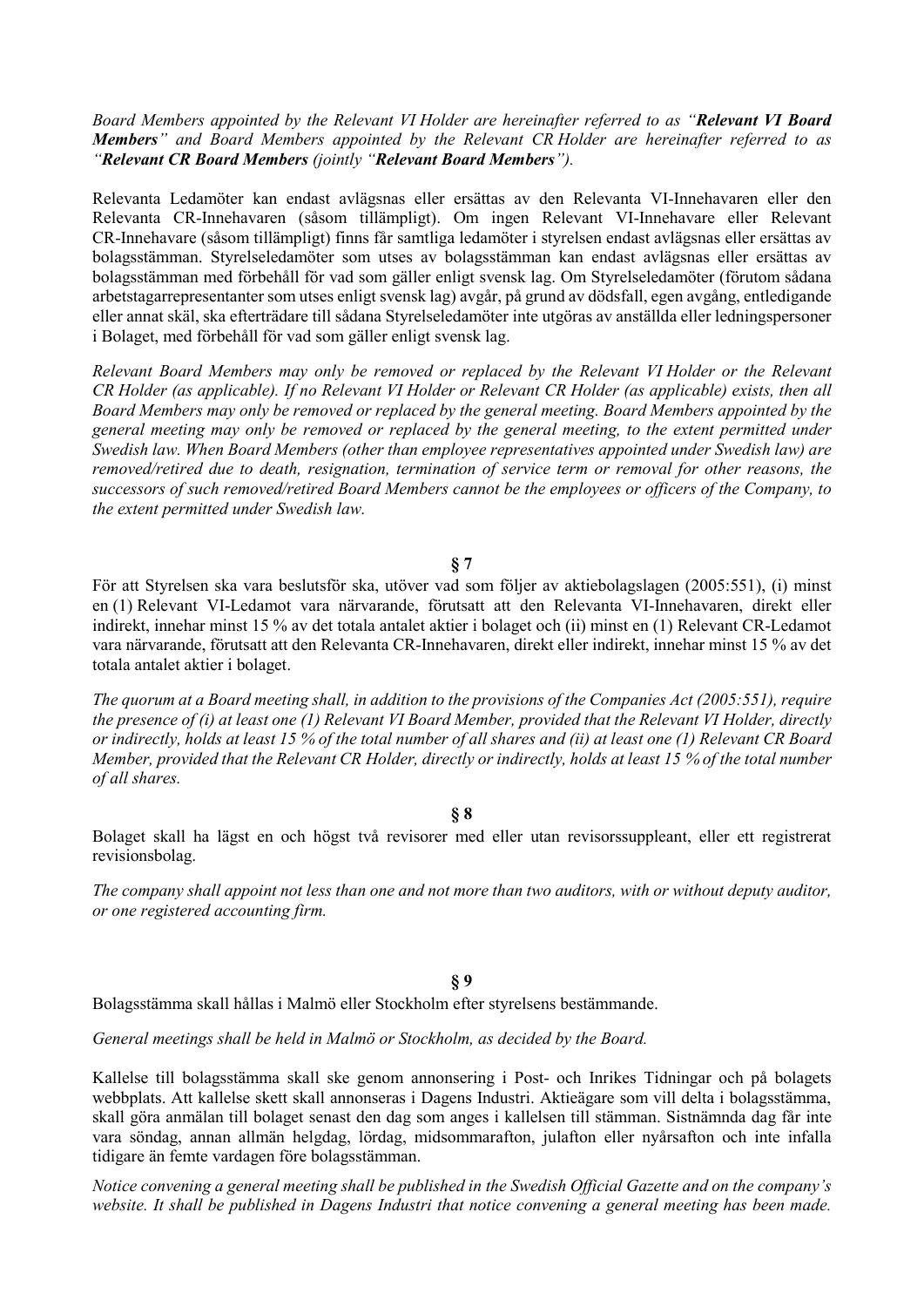*Board Members appointed by the Relevant VI Holder are hereinafter referred to as "**Relevant VI Board Members**" and Board Members appointed by the Relevant CR Holder are hereinafter referred to as "**Relevant CR Board Members** (jointly "**Relevant Board Members**").*

Relevanta Ledamöter kan endast avlägsnas eller ersättas av den Relevanta VI-Innehavaren eller den Relevanta CR-Innehavaren (såsom tillämpligt). Om ingen Relevant VI-Innehavare eller Relevant CR-Innehavare (såsom tillämpligt) finns får samtliga ledamöter i styrelsen endast avlägsnas eller ersättas av bolagsstämman. Styrelseledamöter som utses av bolagsstämman kan endast avlägsnas eller ersättas av bolagsstämman med förbehåll för vad som gäller enligt svensk lag. Om Styrelseledamöter (förutom sådana arbetstagarrepresentanter som utses enligt svensk lag) avgår, på grund av dödsfall, egen avgång, entledigande eller annat skäl, ska efterträdare till sådana Styrelseledamöter inte utgöras av anställda eller ledningspersoner i Bolaget, med förbehåll för vad som gäller enligt svensk lag.

*Relevant Board Members may only be removed or replaced by the Relevant VI Holder or the Relevant CR Holder (as applicable). If no Relevant VI Holder or Relevant CR Holder (as applicable) exists, then all Board Members may only be removed or replaced by the general meeting. Board Members appointed by the general meeting may only be removed or replaced by the general meeting, to the extent permitted under Swedish law. When Board Members (other than employee representatives appointed under Swedish law) are removed/retired due to death, resignation, termination of service term or removal for other reasons, the successors of such removed/retired Board Members cannot be the employees or officers of the Company, to the extent permitted under Swedish law.*

**§ 7**

För att Styrelsen ska vara beslutsför ska, utöver vad som följer av aktiebolagslagen (2005:551), (i) minst en (1) Relevant VI-Ledamot vara närvarande, förutsatt att den Relevanta VI-Innehavaren, direkt eller indirekt, innehar minst 15 % av det totala antalet aktier i bolaget och (ii) minst en (1) Relevant CR-Ledamot vara närvarande, förutsatt att den Relevanta CR-Innehavaren, direkt eller indirekt, innehar minst 15 % av det totala antalet aktier i bolaget.

*The quorum at a Board meeting shall, in addition to the provisions of the Companies Act (2005:551), require the presence of (i) at least one (1) Relevant VI Board Member, provided that the Relevant VI Holder, directly or indirectly, holds at least 15 % of the total number of all shares and (ii) at least one (1) Relevant CR Board Member, provided that the Relevant CR Holder, directly or indirectly, holds at least 15 % of the total number of all shares.*

**§ 8**

Bolaget skall ha lägst en och högst två revisorer med eller utan revisorssuppleant, eller ett registrerat revisionsbolag.

*The company shall appoint not less than one and not more than two auditors, with or without deputy auditor, or one registered accounting firm.*

**§ 9**

Bolagsstämma skall hållas i Malmö eller Stockholm efter styrelsens bestämmande.

*General meetings shall be held in Malmö or Stockholm, as decided by the Board.*

Kallelse till bolagsstämma skall ske genom annonsering i Post- och Inrikes Tidningar och på bolagets webbplats. Att kallelse skett skall annonseras i Dagens Industri. Aktieägare som vill delta i bolagsstämma, skall göra anmälan till bolaget senast den dag som anges i kallelsen till stämman. Sistnämnda dag får inte vara söndag, annan allmän helgdag, lördag, midsommarafton, julafton eller nyårsafton och inte infalla tidigare än femte vardagen före bolagsstämman.

*Notice convening a general meeting shall be published in the Swedish Official Gazette and on the company's website. It shall be published in Dagens Industri that notice convening a general meeting has been made.*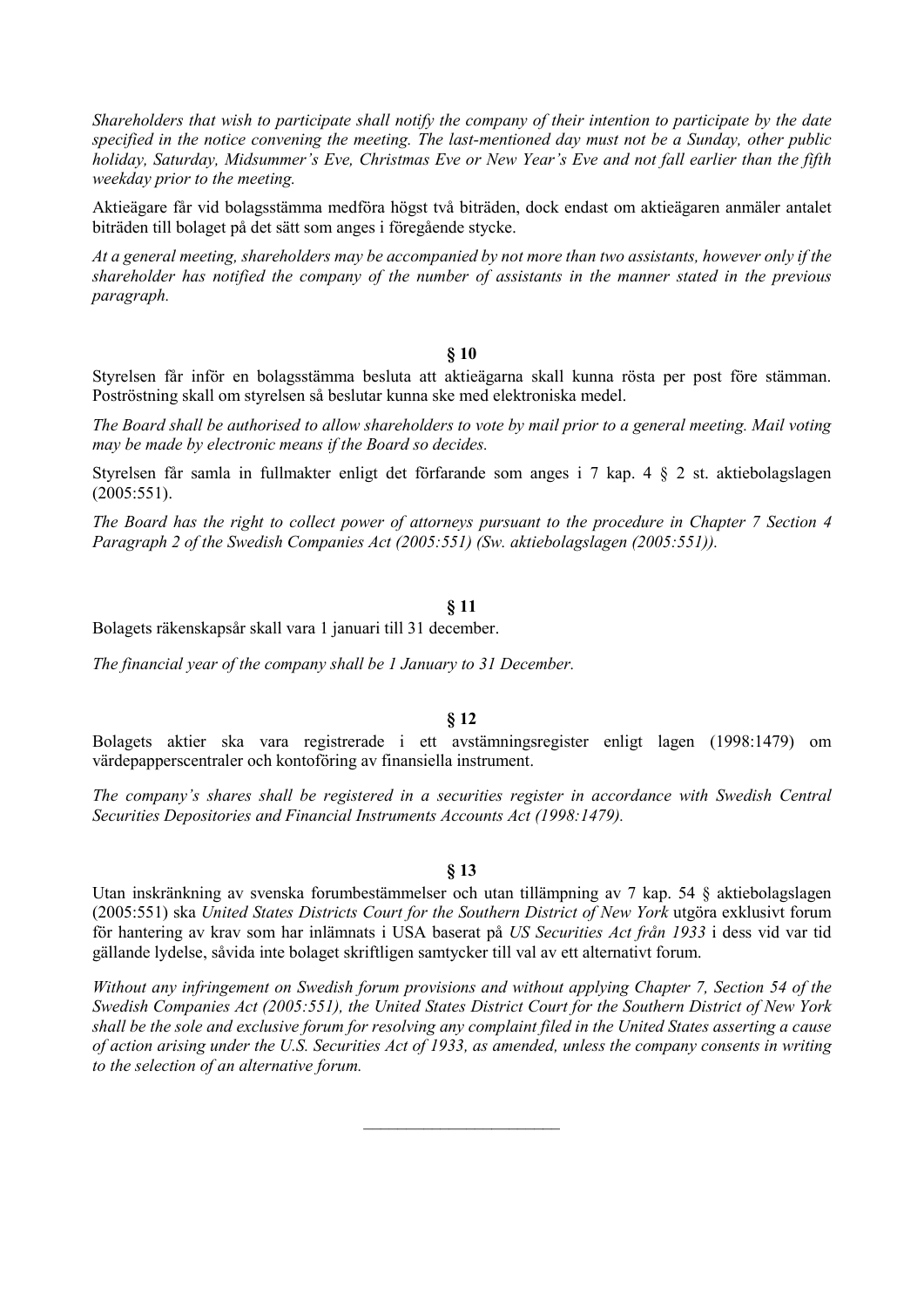*Shareholders that wish to participate shall notify the company of their intention to participate by the date specified in the notice convening the meeting. The last-mentioned day must not be a Sunday, other public holiday, Saturday, Midsummer's Eve, Christmas Eve or New Year's Eve and not fall earlier than the fifth weekday prior to the meeting.*

Aktieägare får vid bolagsstämma medföra högst två biträden, dock endast om aktieägaren anmäler antalet biträden till bolaget på det sätt som anges i föregående stycke.

*At a general meeting, shareholders may be accompanied by not more than two assistants, however only if the shareholder has notified the company of the number of assistants in the manner stated in the previous paragraph.*

**§ 10**

Styrelsen får inför en bolagsstämma besluta att aktieägarna skall kunna rösta per post före stämman. Poströstning skall om styrelsen så beslutar kunna ske med elektroniska medel.

*The Board shall be authorised to allow shareholders to vote by mail prior to a general meeting. Mail voting may be made by electronic means if the Board so decides.*

Styrelsen får samla in fullmakter enligt det förfarande som anges i 7 kap. 4 § 2 st. aktiebolagslagen (2005:551).

*The Board has the right to collect power of attorneys pursuant to the procedure in Chapter 7 Section 4 Paragraph 2 of the Swedish Companies Act (2005:551) (Sw. aktiebolagslagen (2005:551)).*

**§ 11**

Bolagets räkenskapsår skall vara 1 januari till 31 december.

*The financial year of the company shall be 1 January to 31 December.*

**§ 12**

Bolagets aktier ska vara registrerade i ett avstämningsregister enligt lagen (1998:1479) om värdepapperscentraler och kontoföring av finansiella instrument.

*The company's shares shall be registered in a securities register in accordance with Swedish Central Securities Depositories and Financial Instruments Accounts Act (1998:1479).*

**§ 13**

Utan inskränkning av svenska forumbestämmelser och utan tillämpning av 7 kap. 54 § aktiebolagslagen (2005:551) ska *United States Districts Court for the Southern District of New York* utgöra exklusivt forum för hantering av krav som har inlämnats i USA baserat på *US Securities Act från 1933* i dess vid var tid gällande lydelse, såvida inte bolaget skriftligen samtycker till val av ett alternativt forum.

*Without any infringement on Swedish forum provisions and without applying Chapter 7, Section 54 of the Swedish Companies Act (2005:551), the United States District Court for the Southern District of New York shall be the sole and exclusive forum for resolving any complaint filed in the United States asserting a cause of action arising under the U.S. Securities Act of 1933, as amended, unless the company consents in writing to the selection of an alternative forum.*

---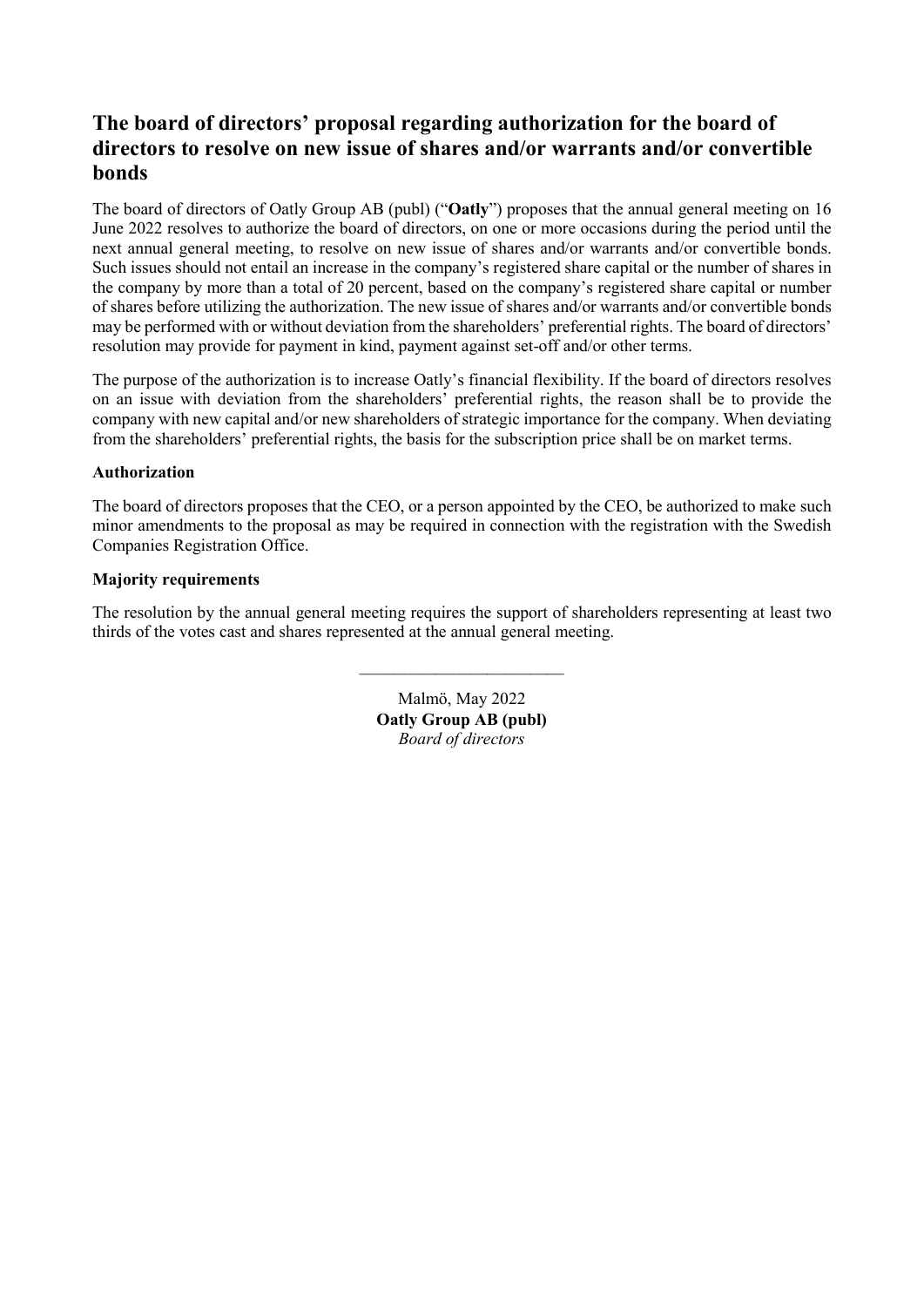## The board of directors' proposal regarding authorization for the board of directors to resolve on new issue of shares and/or warrants and/or convertible bonds

The board of directors of Oatly Group AB (publ) ("**Oatly**") proposes that the annual general meeting on 16 June 2022 resolves to authorize the board of directors, on one or more occasions during the period until the next annual general meeting, to resolve on new issue of shares and/or warrants and/or convertible bonds. Such issues should not entail an increase in the company's registered share capital or the number of shares in the company by more than a total of 20 percent, based on the company's registered share capital or number of shares before utilizing the authorization. The new issue of shares and/or warrants and/or convertible bonds may be performed with or without deviation from the shareholders' preferential rights. The board of directors' resolution may provide for payment in kind, payment against set-off and/or other terms.

The purpose of the authorization is to increase Oatly's financial flexibility. If the board of directors resolves on an issue with deviation from the shareholders' preferential rights, the reason shall be to provide the company with new capital and/or new shareholders of strategic importance for the company. When deviating from the shareholders' preferential rights, the basis for the subscription price shall be on market terms.

**Authorization**

The board of directors proposes that the CEO, or a person appointed by the CEO, be authorized to make such minor amendments to the proposal as may be required in connection with the registration with the Swedish Companies Registration Office.

**Majority requirements**

The resolution by the annual general meeting requires the support of shareholders representing at least two thirds of the votes cast and shares represented at the annual general meeting.

\_\_\_\_\_\_\_\_\_\_\_\_\_\_\_\_\_\_\_\_\_\_\_\_

Malmö, May 2022

**Oatly Group AB (publ)**

*Board of directors*